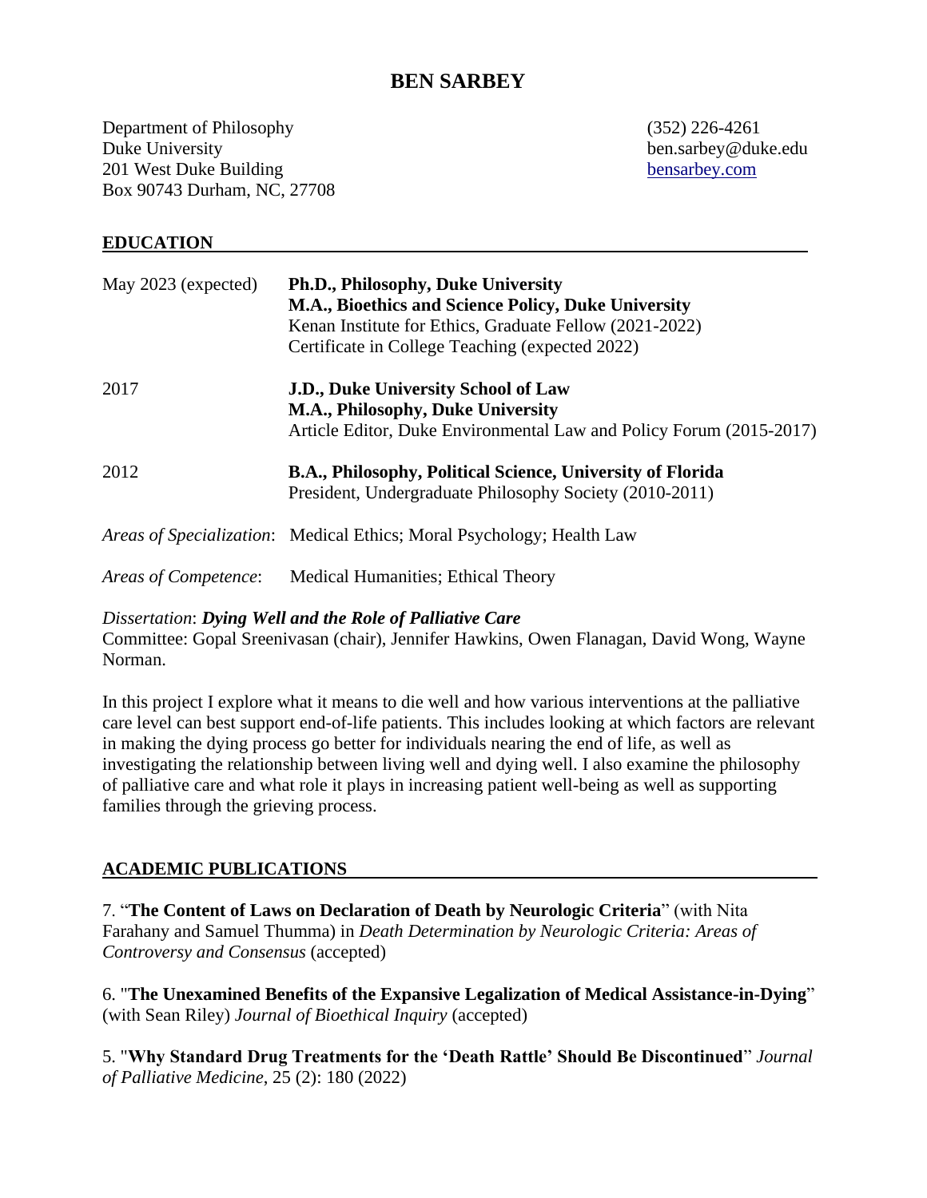# BEN SARBEY

Department of Philosophy
Duke University
201 West Duke Building
Box 90743 Durham, NC, 27708

(352) 226-4261
ben.sarbey@duke.edu
[bensarbey.com](bensarbey.com)

## EDUCATION

| | |
|---|---|
| May 2023 (expected) | **Ph.D., Philosophy, Duke University**<br>**M.A., Bioethics and Science Policy, Duke University**<br>Kenan Institute for Ethics, Graduate Fellow (2021-2022)<br>Certificate in College Teaching (expected 2022) |
| 2017 | **J.D., Duke University School of Law**<br>**M.A., Philosophy, Duke University**<br>Article Editor, Duke Environmental Law and Policy Forum (2015-2017) |
| 2012 | **B.A., Philosophy, Political Science, University of Florida**<br>President, Undergraduate Philosophy Society (2010-2011) |

*Areas of Specialization*: Medical Ethics; Moral Psychology; Health Law

*Areas of Competence*: Medical Humanities; Ethical Theory

*Dissertation*: ***Dying Well and the Role of Palliative Care***
Committee: Gopal Sreenivasan (chair), Jennifer Hawkins, Owen Flanagan, David Wong, Wayne Norman.

In this project I explore what it means to die well and how various interventions at the palliative care level can best support end-of-life patients. This includes looking at which factors are relevant in making the dying process go better for individuals nearing the end of life, as well as investigating the relationship between living well and dying well. I also examine the philosophy of palliative care and what role it plays in increasing patient well-being as well as supporting families through the grieving process.

## ACADEMIC PUBLICATIONS

7. "**The Content of Laws on Declaration of Death by Neurologic Criteria**" (with Nita Farahany and Samuel Thumma) in *Death Determination by Neurologic Criteria: Areas of Controversy and Consensus* (accepted)

6. "**The Unexamined Benefits of the Expansive Legalization of Medical Assistance-in-Dying**" (with Sean Riley) *Journal of Bioethical Inquiry* (accepted)

5. "**Why Standard Drug Treatments for the 'Death Rattle' Should Be Discontinued**" *Journal of Palliative Medicine*, 25 (2): 180 (2022)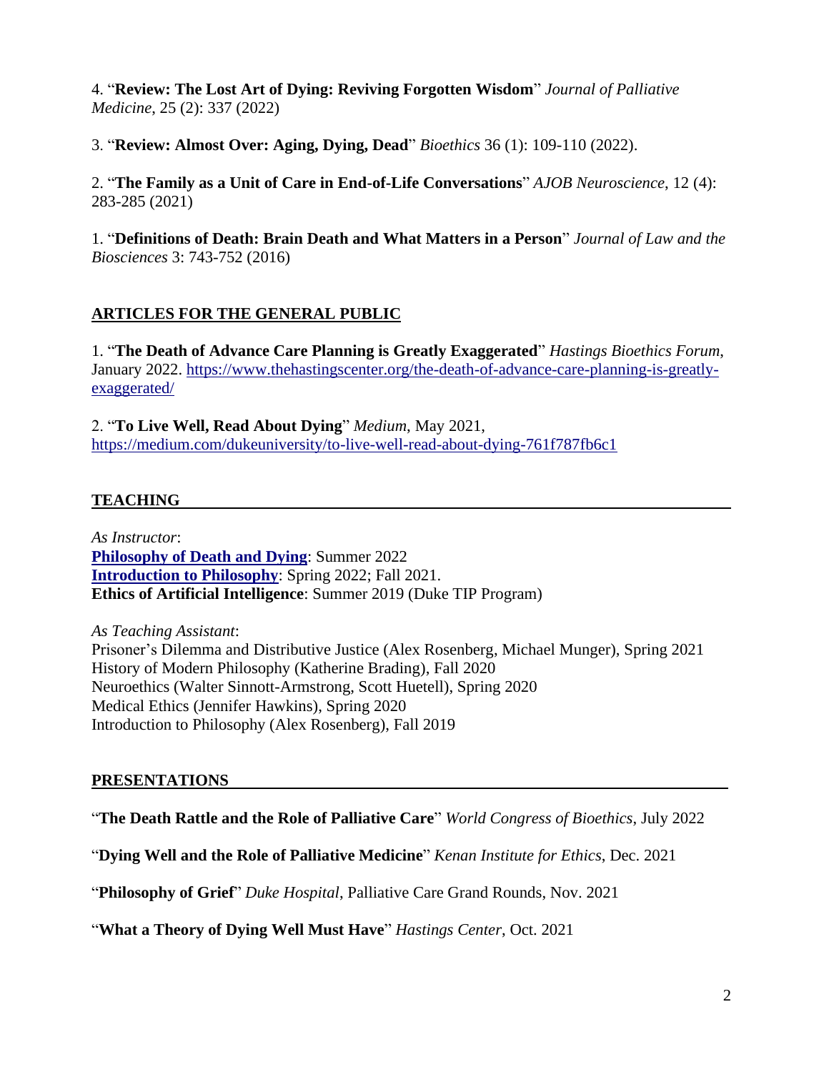4. "**Review: The Lost Art of Dying: Reviving Forgotten Wisdom**" *Journal of Palliative Medicine*, 25 (2): 337 (2022)

3. "**Review: Almost Over: Aging, Dying, Dead**" *Bioethics* 36 (1): 109-110 (2022).

2. "**The Family as a Unit of Care in End-of-Life Conversations**" *AJOB Neuroscience*, 12 (4): 283-285 (2021)

1. "**Definitions of Death: Brain Death and What Matters in a Person**" *Journal of Law and the Biosciences* 3: 743-752 (2016)

## ARTICLES FOR THE GENERAL PUBLIC

1. "**The Death of Advance Care Planning is Greatly Exaggerated**" *Hastings Bioethics Forum*, January 2022. https://www.thehastingscenter.org/the-death-of-advance-care-planning-is-greatly-exaggerated/

2. "**To Live Well, Read About Dying**" *Medium*, May 2021, https://medium.com/dukeuniversity/to-live-well-read-about-dying-761f787fb6c1

## TEACHING

*As Instructor*:
**Philosophy of Death and Dying**: Summer 2022
**Introduction to Philosophy**: Spring 2022; Fall 2021.
**Ethics of Artificial Intelligence**: Summer 2019 (Duke TIP Program)

*As Teaching Assistant*:
Prisoner's Dilemma and Distributive Justice (Alex Rosenberg, Michael Munger), Spring 2021
History of Modern Philosophy (Katherine Brading), Fall 2020
Neuroethics (Walter Sinnott-Armstrong, Scott Huetell), Spring 2020
Medical Ethics (Jennifer Hawkins), Spring 2020
Introduction to Philosophy (Alex Rosenberg), Fall 2019

## PRESENTATIONS

"**The Death Rattle and the Role of Palliative Care**" *World Congress of Bioethics*, July 2022

"**Dying Well and the Role of Palliative Medicine**" *Kenan Institute for Ethics*, Dec. 2021

"**Philosophy of Grief**" *Duke Hospital*, Palliative Care Grand Rounds, Nov. 2021

"**What a Theory of Dying Well Must Have**" *Hastings Center*, Oct. 2021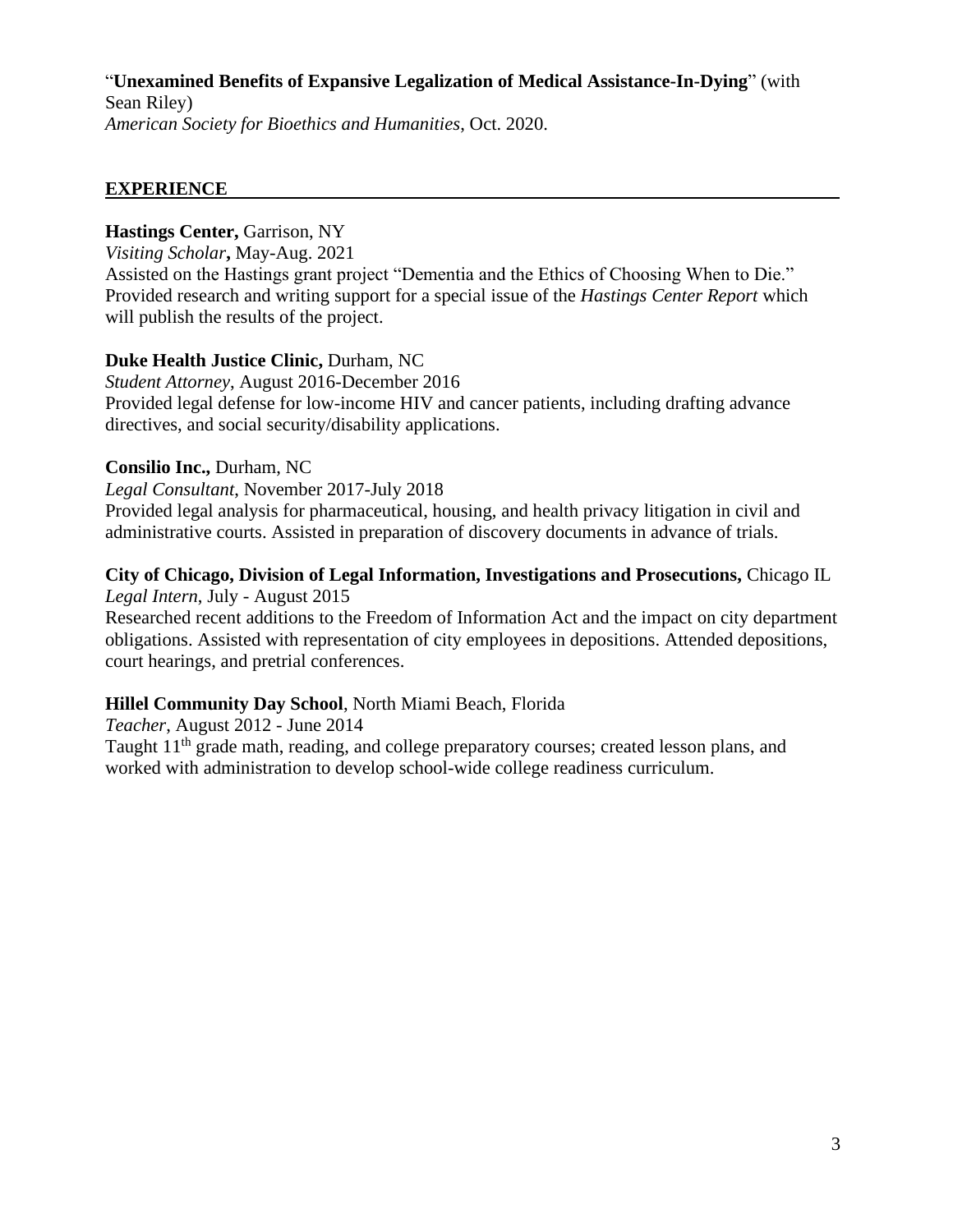"**Unexamined Benefits of Expansive Legalization of Medical Assistance-In-Dying**" (with Sean Riley)
*American Society for Bioethics and Humanities*, Oct. 2020.

## EXPERIENCE

**Hastings Center,** Garrison, NY
*Visiting Scholar***,** May-Aug. 2021
Assisted on the Hastings grant project "Dementia and the Ethics of Choosing When to Die." Provided research and writing support for a special issue of the *Hastings Center Report* which will publish the results of the project.

**Duke Health Justice Clinic,** Durham, NC
*Student Attorney*, August 2016-December 2016
Provided legal defense for low-income HIV and cancer patients, including drafting advance directives, and social security/disability applications.

**Consilio Inc.,** Durham, NC
*Legal Consultant*, November 2017-July 2018
Provided legal analysis for pharmaceutical, housing, and health privacy litigation in civil and administrative courts. Assisted in preparation of discovery documents in advance of trials.

**City of Chicago, Division of Legal Information, Investigations and Prosecutions,** Chicago IL
*Legal Intern*, July - August 2015
Researched recent additions to the Freedom of Information Act and the impact on city department obligations. Assisted with representation of city employees in depositions. Attended depositions, court hearings, and pretrial conferences.

**Hillel Community Day School**, North Miami Beach, Florida
*Teacher*, August 2012 - June 2014
Taught 11th grade math, reading, and college preparatory courses; created lesson plans, and worked with administration to develop school-wide college readiness curriculum.